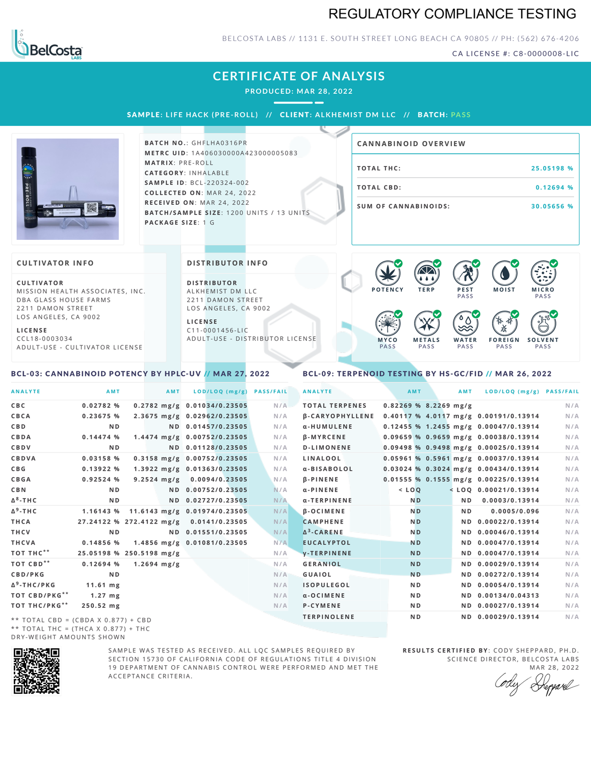# REGULATORY COMPLIANCE TESTING

BELCOSTA LABS // 1131 E. SOUTH STREET LONG BEACH CA 90805 // PH: (562) 676-4206

CA LICENSE #: C8-0000008-LIC

## CERTIFICATE OF ANALYSIS

**PRODUCED: MAR 28, 2022**

**SAMPLE:** LIFE HACK (PRE-ROLL) // **CLIENT:** ALKHEMIST DM LLC // **BATCH:** PASS

**BATCH NO.:** GHFLHA0316PR
**METRC UID:** 1A406030000A423000005083
**MATRIX:** PRE-ROLL
**CATEGORY:** INHALABLE
**SAMPLE ID:** BCL-220324-002
**COLLECTED ON:** MAR 24, 2022
**RECEIVED ON:** MAR 24, 2022
**BATCH/SAMPLE SIZE:** 1200 UNITS / 13 UNITS
**PACKAGE SIZE:** 1 G

### CANNABINOID OVERVIEW

| | |
|---|---|
| TOTAL THC: | 25.05198 % |
| TOTAL CBD: | 0.12694 % |
| SUM OF CANNABINOIDS: | 30.05656 % |

### CULTIVATOR INFO

**CULTIVATOR**
MISSION HEALTH ASSOCIATES, INC.
DBA GLASS HOUSE FARMS
2211 DAMON STREET
LOS ANGELES, CA 9002

**LICENSE**
CCL18-0003034
ADULT-USE - CULTIVATOR LICENSE

### DISTRIBUTOR INFO

**DISTRIBUTOR**
ALKHEMIST DM LLC
2211 DAMON STREET
LOS ANGELES, CA 9002

**LICENSE**
C11-0001456-LIC
ADULT-USE - DISTRIBUTOR LICENSE

POTENCY | TERP | PEST PASS | MOIST | MICRO PASS | MYCO PASS | METALS PASS | WATER PASS | FOREIGN PASS | SOLVENT PASS

### BCL-03: CANNABINOID POTENCY BY HPLC-UV // MAR 27, 2022

| ANALYTE | AMT | AMT | LOD/LOQ (mg/g) | PASS/FAIL |
|---|---|---|---|---|
| CBC | 0.02782 % | 0.2782 mg/g | 0.01034/0.23505 | N/A |
| CBCA | 0.23675 % | 2.3675 mg/g | 0.02962/0.23505 | N/A |
| CBD | ND | ND | 0.01457/0.23505 | N/A |
| CBDA | 0.14474 % | 1.4474 mg/g | 0.00752/0.23505 | N/A |
| CBDV | ND | ND | 0.01128/0.23505 | N/A |
| CBDVA | 0.03158 % | 0.3158 mg/g | 0.00752/0.23505 | N/A |
| CBG | 0.13922 % | 1.3922 mg/g | 0.01363/0.23505 | N/A |
| CBGA | 0.92524 % | 9.2524 mg/g | 0.0094/0.23505 | N/A |
| CBN | ND | ND | 0.00752/0.23505 | N/A |
| $\Delta^8$-THC | ND | ND | 0.02727/0.23505 | N/A |
| $\Delta^9$-THC | 1.16143 % | 11.6143 mg/g | 0.01974/0.23505 | N/A |
| THCA | 27.24122 % | 272.4122 mg/g | 0.0141/0.23505 | N/A |
| THCV | ND | ND | 0.01551/0.23505 | N/A |
| THCVA | 0.14856 % | 1.4856 mg/g | 0.01081/0.23505 | N/A |
| TOT THC** | 25.05198 % | 250.5198 mg/g | | N/A |
| TOT CBD** | 0.12694 % | 1.2694 mg/g | | N/A |
| CBD/PKG | ND | | | N/A |
| $\Delta^9$-THC/PKG | 11.61 mg | | | N/A |
| TOT CBD/PKG** | 1.27 mg | | | N/A |
| TOT THC/PKG** | 250.52 mg | | | N/A |

** TOTAL CBD = (CBDA X 0.877) + CBD
** TOTAL THC = (THCA X 0.877) + THC
DRY-WEIGHT AMOUNTS SHOWN

### BCL-09: TERPENOID TESTING BY HS-GC/FID // MAR 26, 2022

| ANALYTE | AMT | AMT | LOD/LOQ (mg/g) | PASS/FAIL |
|---|---|---|---|---|
| TOTAL TERPENES | 0.82269 % | 8.2269 mg/g | | N/A |
| β-CARYOPHYLLENE | 0.40117 % | 4.0117 mg/g | 0.00191/0.13914 | N/A |
| α-HUMULENE | 0.12455 % | 1.2455 mg/g | 0.00047/0.13914 | N/A |
| β-MYRCENE | 0.09659 % | 0.9659 mg/g | 0.00038/0.13914 | N/A |
| D-LIMONENE | 0.09498 % | 0.9498 mg/g | 0.00025/0.13914 | N/A |
| LINALOOL | 0.05961 % | 0.5961 mg/g | 0.00037/0.13914 | N/A |
| α-BISABOLOL | 0.03024 % | 0.3024 mg/g | 0.00434/0.13914 | N/A |
| β-PINENE | 0.01555 % | 0.1555 mg/g | 0.00225/0.13914 | N/A |
| α-PINENE | < LOQ | < LOQ | 0.00021/0.13914 | N/A |
| α-TERPINENE | ND | ND | 0.0003/0.13914 | N/A |
| β-OCIMENE | ND | ND | 0.0005/0.096 | N/A |
| CAMPHENE | ND | ND | 0.00022/0.13914 | N/A |
| $\Delta^3$-CARENE | ND | ND | 0.00046/0.13914 | N/A |
| EUCALYPTOL | ND | ND | 0.00047/0.13914 | N/A |
| γ-TERPINENE | ND | ND | 0.00047/0.13914 | N/A |
| GERANIOL | ND | ND | 0.00029/0.13914 | N/A |
| GUAIOL | ND | ND | 0.00272/0.13914 | N/A |
| ISOPULEGOL | ND | ND | 0.00054/0.13914 | N/A |
| α-OCIMENE | ND | ND | 0.00134/0.04313 | N/A |
| P-CYMENE | ND | ND | 0.00027/0.13914 | N/A |
| TERPINOLENE | ND | ND | 0.00029/0.13914 | N/A |

SAMPLE WAS TESTED AS RECEIVED. ALL LQC SAMPLES REQUIRED BY SECTION 15730 OF CALIFORNIA CODE OF REGULATIONS TITLE 4 DIVISION 19 DEPARTMENT OF CANNABIS CONTROL WERE PERFORMED AND MET THE ACCEPTANCE CRITERIA.

**RESULTS CERTIFIED BY:** CODY SHEPPARD, PH.D.
SCIENCE DIRECTOR, BELCOSTA LABS
MAR 28, 2022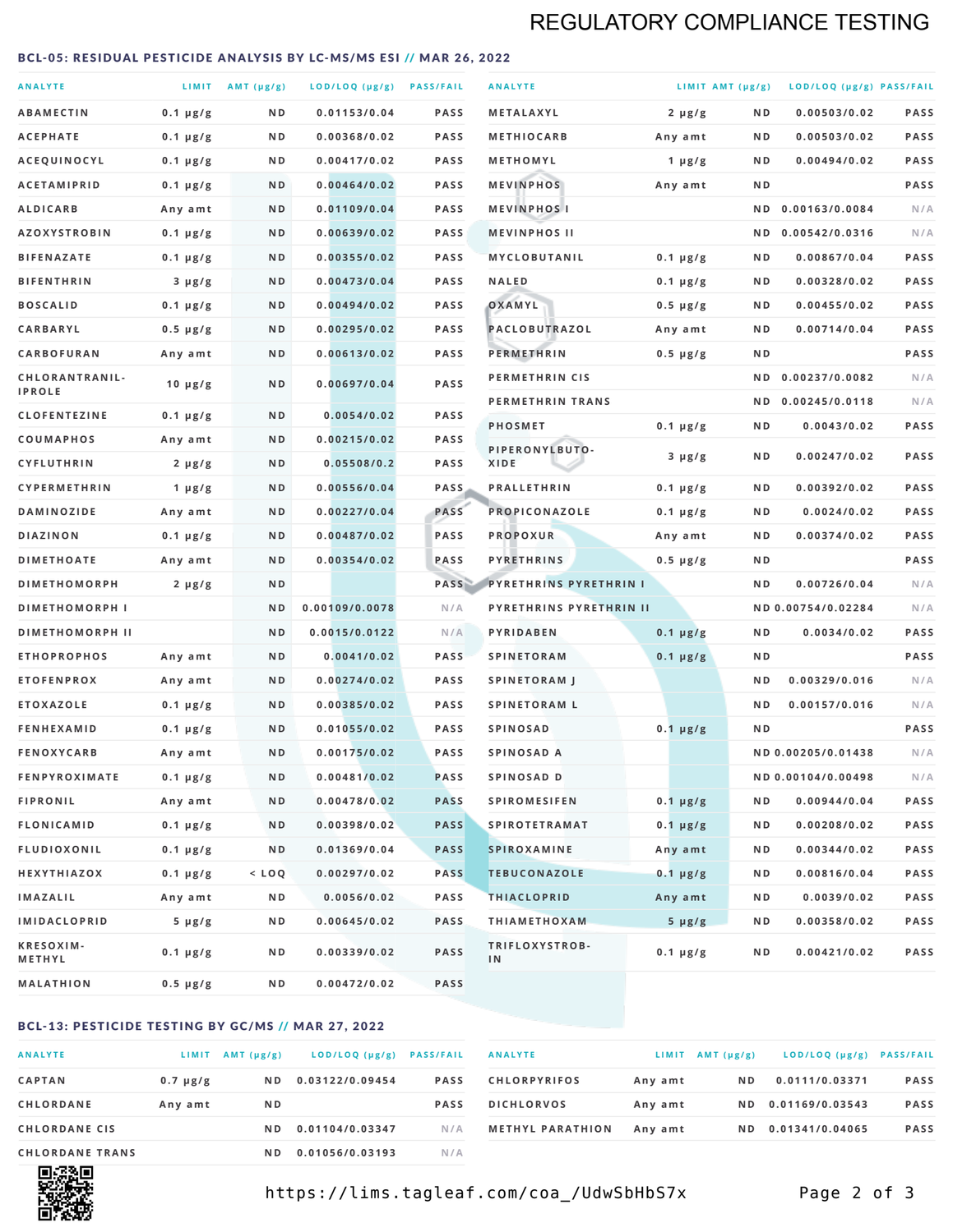## BCL-05: RESIDUAL PESTICIDE ANALYSIS BY LC-MS/MS ESI // MAR 26, 2022

| ANALYTE | LIMIT | AMT (μg/g) | LOD/LOQ (μg/g) | PASS/FAIL |
|---|---|---|---|---|
| ABAMECTIN | 0.1 μg/g | ND | 0.01153/0.04 | PASS |
| ACEPHATE | 0.1 μg/g | ND | 0.00368/0.02 | PASS |
| ACEQUINOCYL | 0.1 μg/g | ND | 0.00417/0.02 | PASS |
| ACETAMIPRID | 0.1 μg/g | ND | 0.00464/0.02 | PASS |
| ALDICARB | Any amt | ND | 0.01109/0.04 | PASS |
| AZOXYSTROBIN | 0.1 μg/g | ND | 0.00639/0.02 | PASS |
| BIFENAZATE | 0.1 μg/g | ND | 0.00355/0.02 | PASS |
| BIFENTHRIN | 3 μg/g | ND | 0.00473/0.04 | PASS |
| BOSCALID | 0.1 μg/g | ND | 0.00494/0.02 | PASS |
| CARBARYL | 0.5 μg/g | ND | 0.00295/0.02 | PASS |
| CARBOFURAN | Any amt | ND | 0.00613/0.02 | PASS |
| CHLORANTRANIL-IPROLE | 10 μg/g | ND | 0.00697/0.04 | PASS |
| CLOFENTEZINE | 0.1 μg/g | ND | 0.0054/0.02 | PASS |
| COUMAPHOS | Any amt | ND | 0.00215/0.02 | PASS |
| CYFLUTHRIN | 2 μg/g | ND | 0.05508/0.2 | PASS |
| CYPERMETHRIN | 1 μg/g | ND | 0.00556/0.04 | PASS |
| DAMINOZIDE | Any amt | ND | 0.00227/0.04 | PASS |
| DIAZINON | 0.1 μg/g | ND | 0.00487/0.02 | PASS |
| DIMETHOATE | Any amt | ND | 0.00354/0.02 | PASS |
| DIMETHOMORPH | 2 μg/g | ND | | PASS |
| DIMETHOMORPH I | | ND | 0.00109/0.0078 | N/A |
| DIMETHOMORPH II | | ND | 0.0015/0.0122 | N/A |
| ETHOPROPHOS | Any amt | ND | 0.0041/0.02 | PASS |
| ETOFENPROX | Any amt | ND | 0.00274/0.02 | PASS |
| ETOXAZOLE | 0.1 μg/g | ND | 0.00385/0.02 | PASS |
| FENHEXAMID | 0.1 μg/g | ND | 0.01055/0.02 | PASS |
| FENOXYCARB | Any amt | ND | 0.00175/0.02 | PASS |
| FENPYROXIMATE | 0.1 μg/g | ND | 0.00481/0.02 | PASS |
| FIPRONIL | Any amt | ND | 0.00478/0.02 | PASS |
| FLONICAMID | 0.1 μg/g | ND | 0.00398/0.02 | PASS |
| FLUDIOXONIL | 0.1 μg/g | ND | 0.01369/0.04 | PASS |
| HEXYTHIAZOX | 0.1 μg/g | < LOQ | 0.00297/0.02 | PASS |
| IMAZALIL | Any amt | ND | 0.0056/0.02 | PASS |
| IMIDACLOPRID | 5 μg/g | ND | 0.00645/0.02 | PASS |
| KRESOXIM-METHYL | 0.1 μg/g | ND | 0.00339/0.02 | PASS |
| MALATHION | 0.5 μg/g | ND | 0.00472/0.02 | PASS |
| METALAXYL | 2 μg/g | ND | 0.00503/0.02 | PASS |
| METHIOCARB | Any amt | ND | 0.00503/0.02 | PASS |
| METHOMYL | 1 μg/g | ND | 0.00494/0.02 | PASS |
| MEVINPHOS | Any amt | ND | | PASS |
| MEVINPHOS I | | ND | 0.00163/0.0084 | N/A |
| MEVINPHOS II | | ND | 0.00542/0.0316 | N/A |
| MYCLOBUTANIL | 0.1 μg/g | ND | 0.00867/0.04 | PASS |
| NALED | 0.1 μg/g | ND | 0.00328/0.02 | PASS |
| OXAMYL | 0.5 μg/g | ND | 0.00455/0.02 | PASS |
| PACLOBUTRAZOL | Any amt | ND | 0.00714/0.04 | PASS |
| PERMETHRIN | 0.5 μg/g | ND | | PASS |
| PERMETHRIN CIS | | ND | 0.00237/0.0082 | N/A |
| PERMETHRIN TRANS | | ND | 0.00245/0.0118 | N/A |
| PHOSMET | 0.1 μg/g | ND | 0.0043/0.02 | PASS |
| PIPERONYLBUTO-XIDE | 3 μg/g | ND | 0.00247/0.02 | PASS |
| PRALLETHRIN | 0.1 μg/g | ND | 0.00392/0.02 | PASS |
| PROPICONAZOLE | 0.1 μg/g | ND | 0.0024/0.02 | PASS |
| PROPOXUR | Any amt | ND | 0.00374/0.02 | PASS |
| PYRETHRINS | 0.5 μg/g | ND | | PASS |
| PYRETHRINS PYRETHRIN I | | ND | 0.00726/0.04 | N/A |
| PYRETHRINS PYRETHRIN II | | ND | 0.00754/0.02284 | N/A |
| PYRIDABEN | 0.1 μg/g | ND | 0.0034/0.02 | PASS |
| SPINETORAM | 0.1 μg/g | ND | | PASS |
| SPINETORAM J | | ND | 0.00329/0.016 | N/A |
| SPINETORAM L | | ND | 0.00157/0.016 | N/A |
| SPINOSAD | 0.1 μg/g | ND | | PASS |
| SPINOSAD A | | ND | 0.00205/0.01438 | N/A |
| SPINOSAD D | | ND | 0.00104/0.00498 | N/A |
| SPIROMESIFEN | 0.1 μg/g | ND | 0.00944/0.04 | PASS |
| SPIROTETRAMAT | 0.1 μg/g | ND | 0.00208/0.02 | PASS |
| SPIROXAMINE | Any amt | ND | 0.00344/0.02 | PASS |
| TEBUCONAZOLE | 0.1 μg/g | ND | 0.00816/0.04 | PASS |
| THIACLOPRID | Any amt | ND | 0.0039/0.02 | PASS |
| THIAMETHOXAM | 5 μg/g | ND | 0.00358/0.02 | PASS |
| TRIFLOXYSTROB-IN | 0.1 μg/g | ND | 0.00421/0.02 | PASS |

## BCL-13: PESTICIDE TESTING BY GC/MS // MAR 27, 2022

| ANALYTE | LIMIT | AMT (μg/g) | LOD/LOQ (μg/g) | PASS/FAIL |
|---|---|---|---|---|
| CAPTAN | 0.7 μg/g | ND | 0.03122/0.09454 | PASS |
| CHLORDANE | Any amt | ND | | PASS |
| CHLORDANE CIS | | ND | 0.01104/0.03347 | N/A |
| CHLORDANE TRANS | | ND | 0.01056/0.03193 | N/A |
| CHLORPYRIFOS | Any amt | ND | 0.0111/0.03371 | PASS |
| DICHLORVOS | Any amt | ND | 0.01169/0.03543 | PASS |
| METHYL PARATHION | Any amt | ND | 0.01341/0.04065 | PASS |

https://lims.tagleaf.com/coa_/UdwSbHbS7x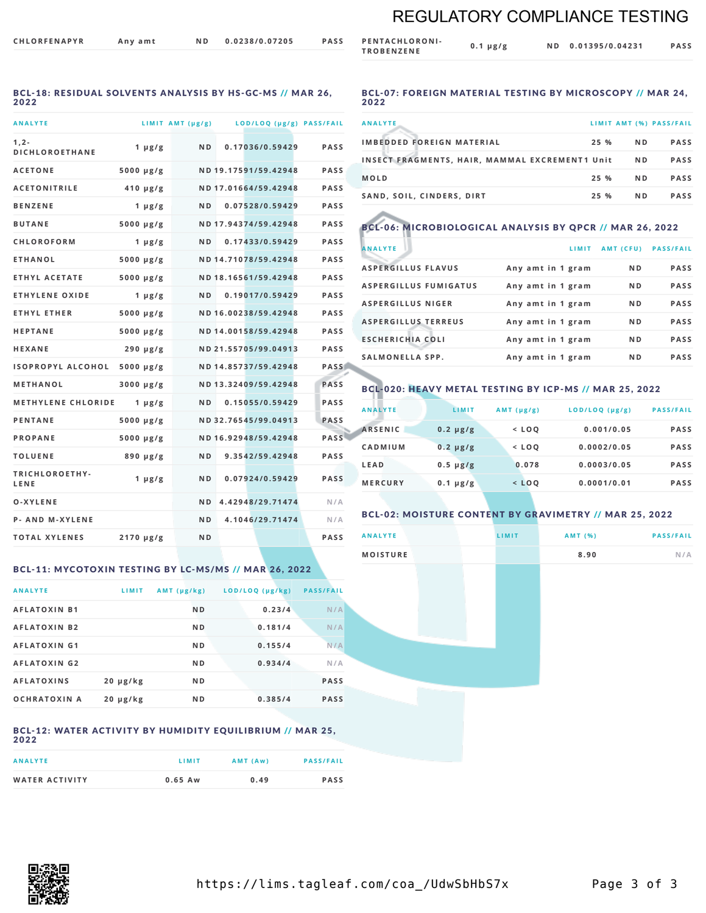# REGULATORY COMPLIANCE TESTING

| | | | | |
|---|---|---|---|---|
| CHLORFENAPYR | Any amt | ND | 0.0238/0.07205 | PASS |
| PENTACHLORONITROBENZENE | 0.1 µg/g | ND | 0.01395/0.04231 | PASS |

## BCL-18: RESIDUAL SOLVENTS ANALYSIS BY HS-GC-MS // MAR 26, 2022

| ANALYTE | LIMIT | AMT (µg/g) | LOD/LOQ (µg/g) | PASS/FAIL |
|---|---|---|---|---|
| 1,2-DICHLOROETHANE | 1 µg/g | ND | 0.17036/0.59429 | PASS |
| ACETONE | 5000 µg/g | ND | 19.17591/59.42948 | PASS |
| ACETONITRILE | 410 µg/g | ND | 17.01664/59.42948 | PASS |
| BENZENE | 1 µg/g | ND | 0.07528/0.59429 | PASS |
| BUTANE | 5000 µg/g | ND | 17.94374/59.42948 | PASS |
| CHLOROFORM | 1 µg/g | ND | 0.17433/0.59429 | PASS |
| ETHANOL | 5000 µg/g | ND | 14.71078/59.42948 | PASS |
| ETHYL ACETATE | 5000 µg/g | ND | 18.16561/59.42948 | PASS |
| ETHYLENE OXIDE | 1 µg/g | ND | 0.19017/0.59429 | PASS |
| ETHYL ETHER | 5000 µg/g | ND | 16.00238/59.42948 | PASS |
| HEPTANE | 5000 µg/g | ND | 14.00158/59.42948 | PASS |
| HEXANE | 290 µg/g | ND | 21.55705/99.04913 | PASS |
| ISOPROPYL ALCOHOL | 5000 µg/g | ND | 14.85737/59.42948 | PASS |
| METHANOL | 3000 µg/g | ND | 13.32409/59.42948 | PASS |
| METHYLENE CHLORIDE | 1 µg/g | ND | 0.15055/0.59429 | PASS |
| PENTANE | 5000 µg/g | ND | 32.76545/99.04913 | PASS |
| PROPANE | 5000 µg/g | ND | 16.92948/59.42948 | PASS |
| TOLUENE | 890 µg/g | ND | 9.3542/59.42948 | PASS |
| TRICHLOROETHYLENE | 1 µg/g | ND | 0.07924/0.59429 | PASS |
| O-XYLENE | | ND | 4.42948/29.71474 | N/A |
| P- AND M-XYLENE | | ND | 4.1046/29.71474 | N/A |
| TOTAL XYLENES | 2170 µg/g | ND | | PASS |

## BCL-11: MYCOTOXIN TESTING BY LC-MS/MS // MAR 26, 2022

| ANALYTE | LIMIT | AMT (µg/kg) | LOD/LOQ (µg/kg) | PASS/FAIL |
|---|---|---|---|---|
| AFLATOXIN B1 | | ND | 0.23/4 | N/A |
| AFLATOXIN B2 | | ND | 0.181/4 | N/A |
| AFLATOXIN G1 | | ND | 0.155/4 | N/A |
| AFLATOXIN G2 | | ND | 0.934/4 | N/A |
| AFLATOXINS | 20 µg/kg | ND | | PASS |
| OCHRATOXIN A | 20 µg/kg | ND | 0.385/4 | PASS |

## BCL-12: WATER ACTIVITY BY HUMIDITY EQUILIBRIUM // MAR 25, 2022

| ANALYTE | LIMIT | AMT (Aw) | PASS/FAIL |
|---|---|---|---|
| WATER ACTIVITY | 0.65 Aw | 0.49 | PASS |

## BCL-07: FOREIGN MATERIAL TESTING BY MICROSCOPY // MAR 24, 2022

| ANALYTE | LIMIT | AMT (%) | PASS/FAIL |
|---|---|---|---|
| IMBEDDED FOREIGN MATERIAL | 25 % | ND | PASS |
| INSECT FRAGMENTS, HAIR, MAMMAL EXCREMENT | 1 Unit | ND | PASS |
| MOLD | 25 % | ND | PASS |
| SAND, SOIL, CINDERS, DIRT | 25 % | ND | PASS |

## BCL-06: MICROBIOLOGICAL ANALYSIS BY QPCR // MAR 26, 2022

| ANALYTE | LIMIT | AMT (CFU) | PASS/FAIL |
|---|---|---|---|
| ASPERGILLUS FLAVUS | Any amt in 1 gram | ND | PASS |
| ASPERGILLUS FUMIGATUS | Any amt in 1 gram | ND | PASS |
| ASPERGILLUS NIGER | Any amt in 1 gram | ND | PASS |
| ASPERGILLUS TERREUS | Any amt in 1 gram | ND | PASS |
| ESCHERICHIA COLI | Any amt in 1 gram | ND | PASS |
| SALMONELLA SPP. | Any amt in 1 gram | ND | PASS |

## BCL-020: HEAVY METAL TESTING BY ICP-MS // MAR 25, 2022

| ANALYTE | LIMIT | AMT (µg/g) | LOD/LOQ (µg/g) | PASS/FAIL |
|---|---|---|---|---|
| ARSENIC | 0.2 µg/g | < LOQ | 0.001/0.05 | PASS |
| CADMIUM | 0.2 µg/g | < LOQ | 0.0002/0.05 | PASS |
| LEAD | 0.5 µg/g | 0.078 | 0.0003/0.05 | PASS |
| MERCURY | 0.1 µg/g | < LOQ | 0.0001/0.01 | PASS |

## BCL-02: MOISTURE CONTENT BY GRAVIMETRY // MAR 25, 2022

| ANALYTE | LIMIT | AMT (%) | PASS/FAIL |
|---|---|---|---|
| MOISTURE | | 8.90 | N/A |

https://lims.tagleaf.com/coa_/UdwSbHbS7x